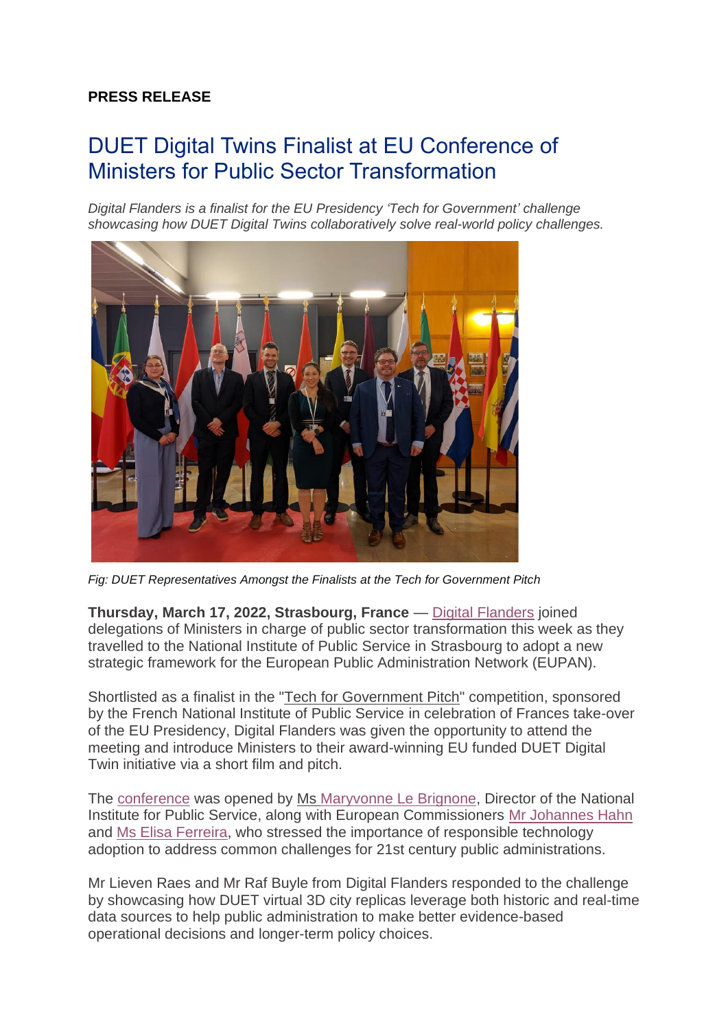**PRESS RELEASE**

# DUET Digital Twins Finalist at EU Conference of Ministers for Public Sector Transformation

*Digital Flanders is a finalist for the EU Presidency 'Tech for Government' challenge showcasing how DUET Digital Twins collaboratively solve real-world policy challenges.*

*Fig: DUET Representatives Amongst the Finalists at the Tech for Government Pitch*

**Thursday, March 17, 2022, Strasbourg, France** — Digital Flanders joined delegations of Ministers in charge of public sector transformation this week as they travelled to the National Institute of Public Service in Strasbourg to adopt a new strategic framework for the European Public Administration Network (EUPAN).

Shortlisted as a finalist in the "Tech for Government Pitch" competition, sponsored by the French National Institute of Public Service in celebration of Frances take-over of the EU Presidency, Digital Flanders was given the opportunity to attend the meeting and introduce Ministers to their award-winning EU funded DUET Digital Twin initiative via a short film and pitch.

The conference was opened by Ms Maryvonne Le Brignone, Director of the National Institute for Public Service, along with European Commissioners Mr Johannes Hahn and Ms Elisa Ferreira, who stressed the importance of responsible technology adoption to address common challenges for 21st century public administrations.

Mr Lieven Raes and Mr Raf Buyle from Digital Flanders responded to the challenge by showcasing how DUET virtual 3D city replicas leverage both historic and real-time data sources to help public administration to make better evidence-based operational decisions and longer-term policy choices.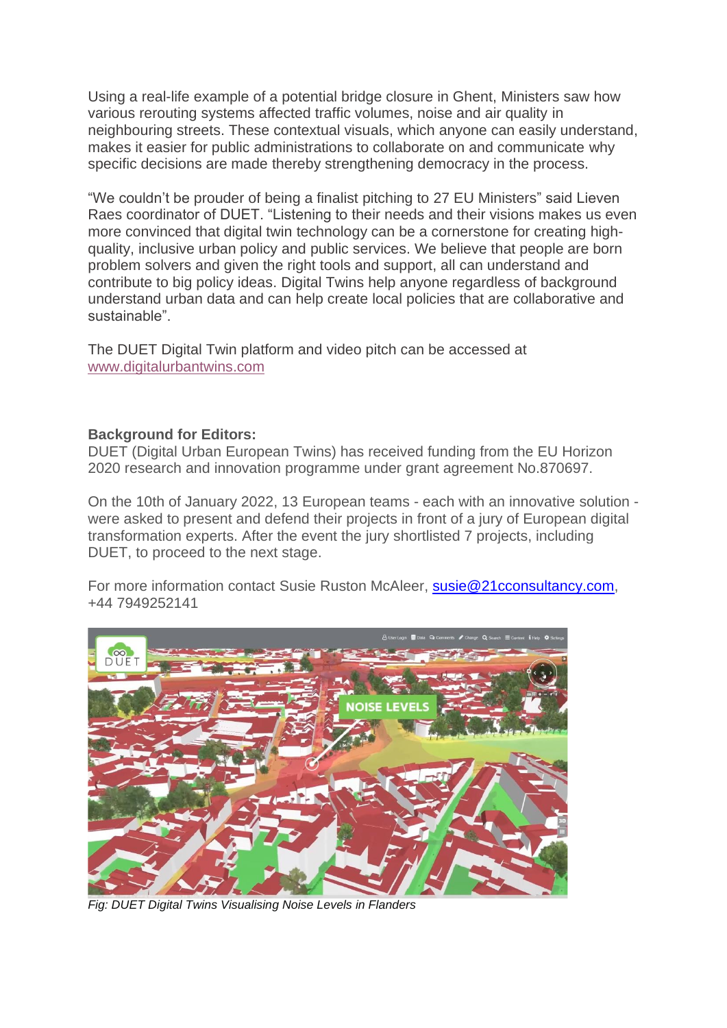Using a real-life example of a potential bridge closure in Ghent, Ministers saw how various rerouting systems affected traffic volumes, noise and air quality in neighbouring streets. These contextual visuals, which anyone can easily understand, makes it easier for public administrations to collaborate on and communicate why specific decisions are made thereby strengthening democracy in the process.

"We couldn't be prouder of being a finalist pitching to 27 EU Ministers" said Lieven Raes coordinator of DUET. "Listening to their needs and their visions makes us even more convinced that digital twin technology can be a cornerstone for creating high-quality, inclusive urban policy and public services. We believe that people are born problem solvers and given the right tools and support, all can understand and contribute to big policy ideas. Digital Twins help anyone regardless of background understand urban data and can help create local policies that are collaborative and sustainable".

The DUET Digital Twin platform and video pitch can be accessed at www.digitalurbantwins.com

**Background for Editors:**
DUET (Digital Urban European Twins) has received funding from the EU Horizon 2020 research and innovation programme under grant agreement No.870697.

On the 10th of January 2022, 13 European teams - each with an innovative solution - were asked to present and defend their projects in front of a jury of European digital transformation experts. After the event the jury shortlisted 7 projects, including DUET, to proceed to the next stage.

For more information contact Susie Ruston McAleer, susie@21cconsultancy.com, +44 7949252141

*Fig: DUET Digital Twins Visualising Noise Levels in Flanders*